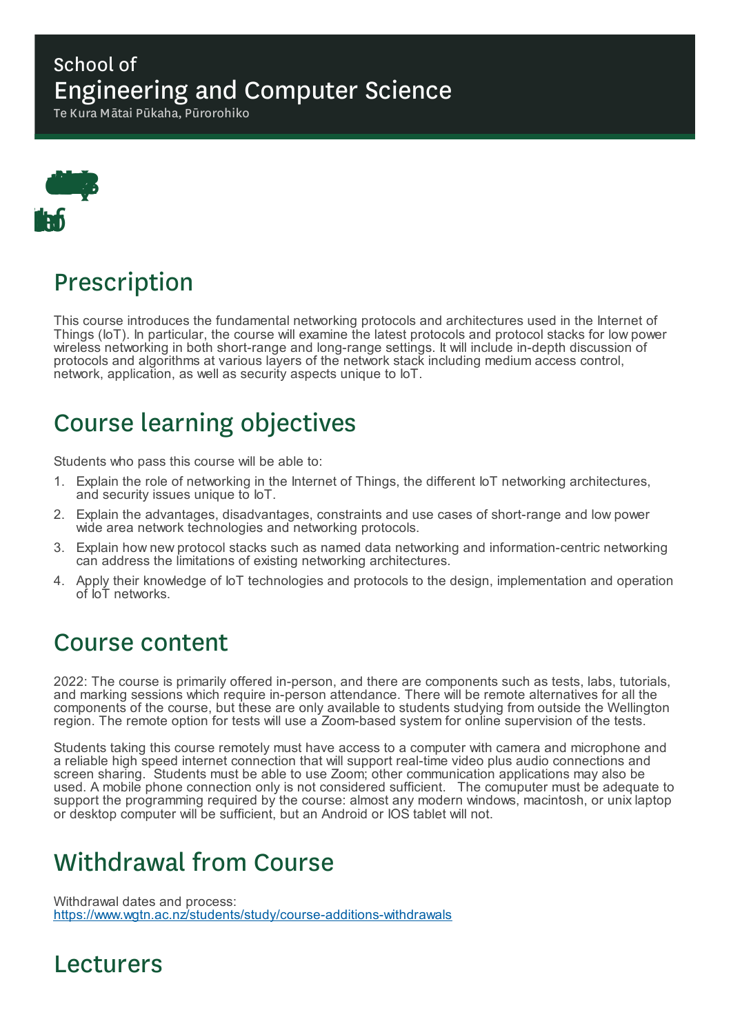School of
# Engineering and Computer Science
Te Kura Mātai Pūkaha, Pūrorohiko

## Prescription

This course introduces the fundamental networking protocols and architectures used in the Internet of Things (IoT). In particular, the course will examine the latest protocols and protocol stacks for low power wireless networking in both short-range and long-range settings. It will include in-depth discussion of protocols and algorithms at various layers of the network stack including medium access control, network, application, as well as security aspects unique to IoT.

## Course learning objectives

Students who pass this course will be able to:

1. Explain the role of networking in the Internet of Things, the different IoT networking architectures, and security issues unique to IoT.
2. Explain the advantages, disadvantages, constraints and use cases of short-range and low power wide area network technologies and networking protocols.
3. Explain how new protocol stacks such as named data networking and information-centric networking can address the limitations of existing networking architectures.
4. Apply their knowledge of IoT technologies and protocols to the design, implementation and operation of IoT networks.

## Course content

2022: The course is primarily offered in-person, and there are components such as tests, labs, tutorials, and marking sessions which require in-person attendance. There will be remote alternatives for all the components of the course, but these are only available to students studying from outside the Wellington region. The remote option for tests will use a Zoom-based system for online supervision of the tests.

Students taking this course remotely must have access to a computer with camera and microphone and a reliable high speed internet connection that will support real-time video plus audio connections and screen sharing. Students must be able to use Zoom; other communication applications may also be used. A mobile phone connection only is not considered sufficient. The comuputer must be adequate to support the programming required by the course: almost any modern windows, macintosh, or unix laptop or desktop computer will be sufficient, but an Android or IOS tablet will not.

## Withdrawal from Course

Withdrawal dates and process:
https://www.wgtn.ac.nz/students/study/course-additions-withdrawals

## Lecturers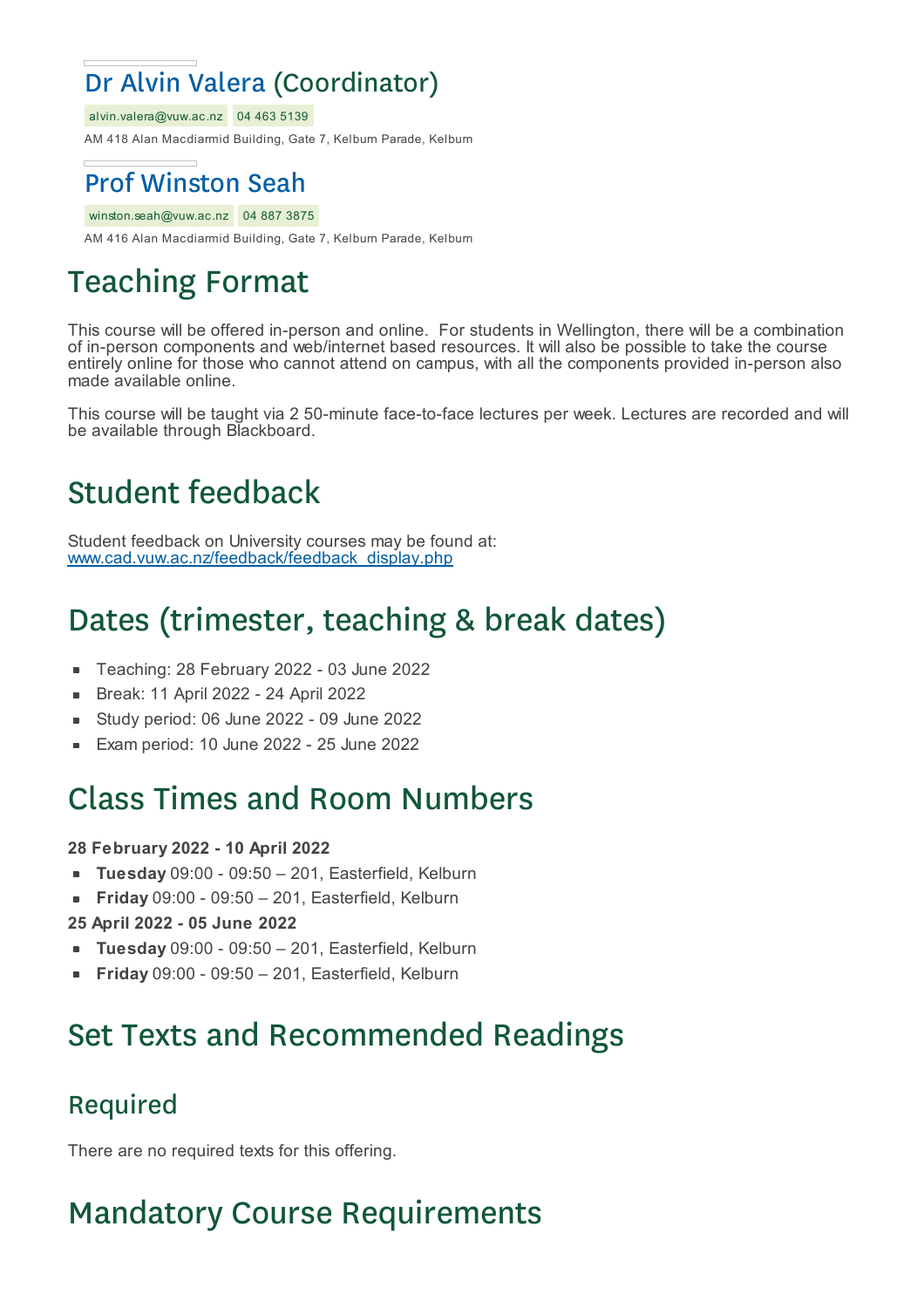### Dr Alvin Valera (Coordinator)

alvin.valera@vuw.ac.nz 04 463 5139

AM 418 Alan Macdiarmid Building, Gate 7, Kelburn Parade, Kelburn

### Prof Winston Seah

winston.seah@vuw.ac.nz 04 887 3875

AM 416 Alan Macdiarmid Building, Gate 7, Kelburn Parade, Kelburn

## Teaching Format

This course will be offered in-person and online. For students in Wellington, there will be a combination of in-person components and web/internet based resources. It will also be possible to take the course entirely online for those who cannot attend on campus, with all the components provided in-person also made available online.

This course will be taught via 2 50-minute face-to-face lectures per week. Lectures are recorded and will be available through Blackboard.

## Student feedback

Student feedback on University courses may be found at: www.cad.vuw.ac.nz/feedback/feedback_display.php

## Dates (trimester, teaching & break dates)

- Teaching: 28 February 2022 - 03 June 2022
- Break: 11 April 2022 - 24 April 2022
- Study period: 06 June 2022 - 09 June 2022
- Exam period: 10 June 2022 - 25 June 2022

## Class Times and Room Numbers

**28 February 2022 - 10 April 2022**

- **Tuesday** 09:00 - 09:50 – 201, Easterfield, Kelburn
- **Friday** 09:00 - 09:50 – 201, Easterfield, Kelburn

**25 April 2022 - 05 June 2022**

- **Tuesday** 09:00 - 09:50 – 201, Easterfield, Kelburn
- **Friday** 09:00 - 09:50 – 201, Easterfield, Kelburn

## Set Texts and Recommended Readings

### Required

There are no required texts for this offering.

## Mandatory Course Requirements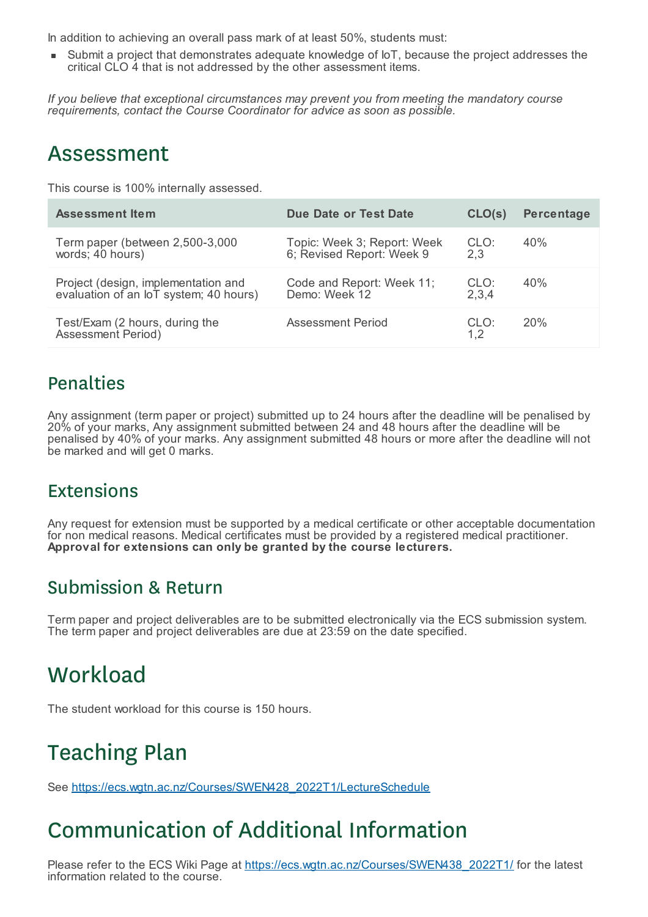In addition to achieving an overall pass mark of at least 50%, students must:

- Submit a project that demonstrates adequate knowledge of IoT, because the project addresses the critical CLO 4 that is not addressed by the other assessment items.

*If you believe that exceptional circumstances may prevent you from meeting the mandatory course requirements, contact the Course Coordinator for advice as soon as possible.*

# Assessment

This course is 100% internally assessed.

| Assessment Item | Due Date or Test Date | CLO(s) | Percentage |
|---|---|---|---|
| Term paper (between 2,500-3,000 words; 40 hours) | Topic: Week 3; Report: Week 6; Revised Report: Week 9 | CLO: 2,3 | 40% |
| Project (design, implementation and evaluation of an IoT system; 40 hours) | Code and Report: Week 11; Demo: Week 12 | CLO: 2,3,4 | 40% |
| Test/Exam (2 hours, during the Assessment Period) | Assessment Period | CLO: 1,2 | 20% |

## Penalties

Any assignment (term paper or project) submitted up to 24 hours after the deadline will be penalised by 20% of your marks, Any assignment submitted between 24 and 48 hours after the deadline will be penalised by 40% of your marks. Any assignment submitted 48 hours or more after the deadline will not be marked and will get 0 marks.

## Extensions

Any request for extension must be supported by a medical certificate or other acceptable documentation for non medical reasons. Medical certificates must be provided by a registered medical practitioner. **Approval for extensions can only be granted by the course lecturers.**

## Submission & Return

Term paper and project deliverables are to be submitted electronically via the ECS submission system. The term paper and project deliverables are due at 23:59 on the date specified.

# Workload

The student workload for this course is 150 hours.

# Teaching Plan

See [https://ecs.wgtn.ac.nz/Courses/SWEN428_2022T1/LectureSchedule](https://ecs.wgtn.ac.nz/Courses/SWEN428_2022T1/LectureSchedule)

# Communication of Additional Information

Please refer to the ECS Wiki Page at [https://ecs.wgtn.ac.nz/Courses/SWEN438_2022T1/](https://ecs.wgtn.ac.nz/Courses/SWEN438_2022T1/) for the latest information related to the course.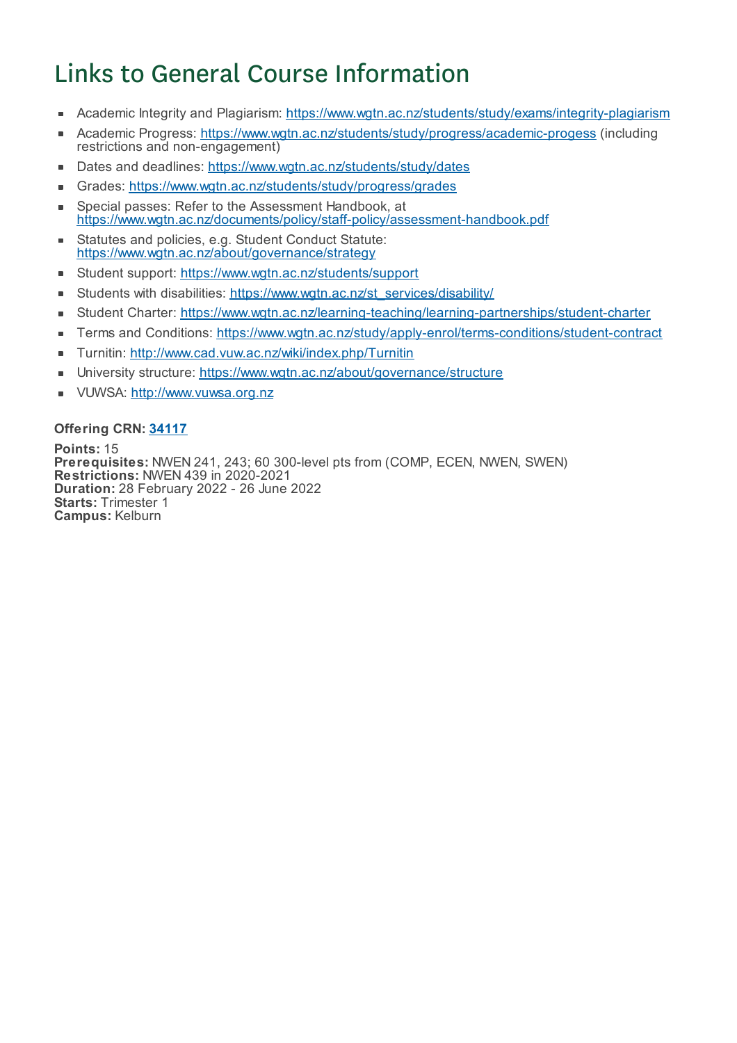# Links to General Course Information

- Academic Integrity and Plagiarism: https://www.wgtn.ac.nz/students/study/exams/integrity-plagiarism
- Academic Progress: https://www.wgtn.ac.nz/students/study/progress/academic-progess (including restrictions and non-engagement)
- Dates and deadlines: https://www.wgtn.ac.nz/students/study/dates
- Grades: https://www.wgtn.ac.nz/students/study/progress/grades
- Special passes: Refer to the Assessment Handbook, at https://www.wgtn.ac.nz/documents/policy/staff-policy/assessment-handbook.pdf
- Statutes and policies, e.g. Student Conduct Statute: https://www.wgtn.ac.nz/about/governance/strategy
- Student support: https://www.wgtn.ac.nz/students/support
- Students with disabilities: https://www.wgtn.ac.nz/st_services/disability/
- Student Charter: https://www.wgtn.ac.nz/learning-teaching/learning-partnerships/student-charter
- Terms and Conditions: https://www.wgtn.ac.nz/study/apply-enrol/terms-conditions/student-contract
- Turnitin: http://www.cad.vuw.ac.nz/wiki/index.php/Turnitin
- University structure: https://www.wgtn.ac.nz/about/governance/structure
- VUWSA: http://www.vuwsa.org.nz

**Offering CRN: 34117**

**Points:** 15
**Prerequisites:** NWEN 241, 243; 60 300-level pts from (COMP, ECEN, NWEN, SWEN)
**Restrictions:** NWEN 439 in 2020-2021
**Duration:** 28 February 2022 - 26 June 2022
**Starts:** Trimester 1
**Campus:** Kelburn